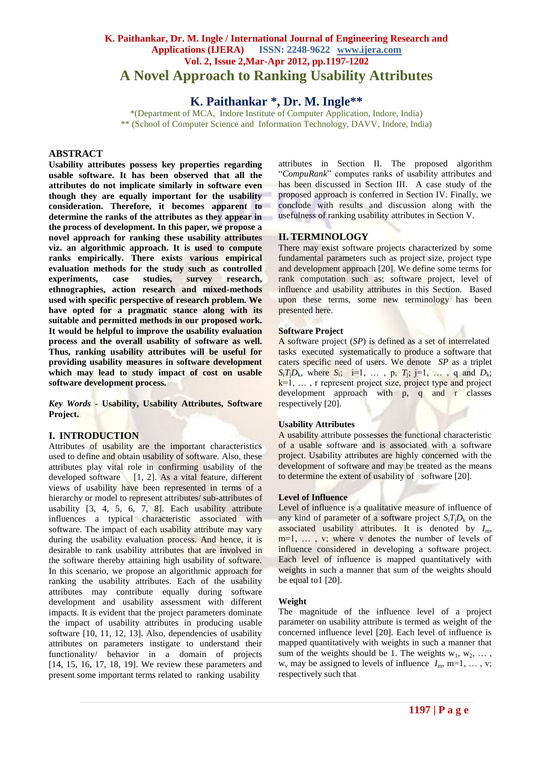# A Novel Approach to Ranking Usability Attributes

## K. Paithankar *, Dr. M. Ingle**

*(Department of MCA, Indore Institute of Computer Application, Indore, India)
** (School of Computer Science and Information Technology, DAVV, Indore, India)

## ABSTRACT

**Usability attributes possess key properties regarding usable software. It has been observed that all the attributes do not implicate similarly in software even though they are equally important for the usability consideration. Therefore, it becomes apparent to determine the ranks of the attributes as they appear in the process of development. In this paper, we propose a novel approach for ranking these usability attributes viz. an algorithmic approach. It is used to compute ranks empirically. There exists various empirical evaluation methods for the study such as controlled experiments, case studies, survey research, ethnographies, action research and mixed-methods used with specific perspective of research problem. We have opted for a pragmatic stance along with its suitable and permitted methods in our proposed work. It would be helpful to improve the usability evaluation process and the overall usability of software as well. Thus, ranking usability attributes will be useful for providing usability measures in software development which may lead to study impact of cost on usable software development process.**

***Key Words*** **- Usability, Usability Attributes, Software Project.**

## I. INTRODUCTION

Attributes of usability are the important characteristics used to define and obtain usability of software. Also, these attributes play vital role in confirming usability of the developed software [1, 2]. As a vital feature, different views of usability have been represented in terms of a hierarchy or model to represent attributes/ sub-attributes of usability [3, 4, 5, 6, 7, 8]. Each usability attribute influences a typical characteristic associated with software. The impact of each usability attribute may vary during the usability evaluation process. And hence, it is desirable to rank usability attributes that are involved in the software thereby attaining high usability of software. In this scenario, we propose an algorithmic approach for ranking the usability attributes. Each of the usability attributes may contribute equally during software development and usability assessment with different impacts. It is evident that the project parameters dominate the impact of usability attributes in producing usable software [10, 11, 12, 13]. Also, dependencies of usability attributes on parameters instigate to understand their functionality/ behavior in a domain of projects [14, 15, 16, 17, 18, 19]. We review these parameters and present some important terms related to ranking usability attributes in Section II. The proposed algorithm "*CompuRank*" computes ranks of usability attributes and has been discussed in Section III. A case study of the proposed approach is conferred in Section IV. Finally, we conclude with results and discussion along with the usefulness of ranking usability attributes in Section V.

## II. TERMINOLOGY

There may exist software projects characterized by some fundamental parameters such as project size, project type and development approach [20]. We define some terms for rank computation such as; software project, level of influence and usability attributes in this Section. Based upon these terms, some new terminology has been presented here.

### Software Project

A software project (*SP*) is defined as a set of interrelated tasks executed systematically to produce a software that caters specific need of users. We denote *SP* as a triplet $S_iT_jD_k$, where $S_i$; i=1, … , p, $T_j$; j=1, … , q and $D_k$; k=1, … , r represent project size, project type and project development approach with p, q and r classes respectively [20].

### Usability Attributes

A usability attribute possesses the functional characteristic of a usable software and is associated with a software project. Usability attributes are highly concerned with the development of software and may be treated as the means to determine the extent of usability of software [20].

### Level of Influence

Level of influence is a qualitative measure of influence of any kind of parameter of a software project $S_iT_jD_k$ on the associated usability attributes. It is denoted by $I_m$, m=1, … , v; where v denotes the number of levels of influence considered in developing a software project. Each level of influence is mapped quantitatively with weights in such a manner that sum of the weights should be equal to1 [20].

### Weight

The magnitude of the influence level of a project parameter on usability attribute is termed as weight of the concerned influence level [20]. Each level of influence is mapped quantitatively with weights in such a manner that sum of the weights should be 1. The weights $w_1$, $w_2$, … , $w_v$ may be assigned to levels of influence $I_m$, m=1, … , v; respectively such that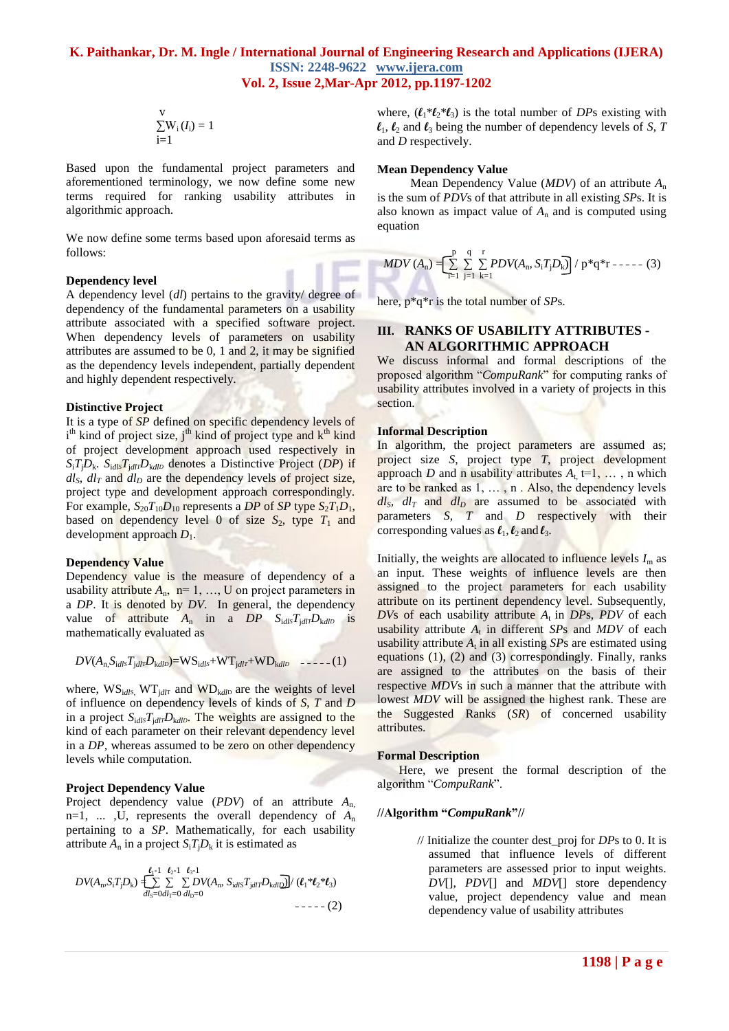$$\sum_{i=1}^{v} W_i(I_i) = 1$$

Based upon the fundamental project parameters and aforementioned terminology, we now define some new terms required for ranking usability attributes in algorithmic approach.

We now define some terms based upon aforesaid terms as follows:

### Dependency level

A dependency level (*dl*) pertains to the gravity/ degree of dependency of the fundamental parameters on a usability attribute associated with a specified software project. When dependency levels of parameters on usability attributes are assumed to be 0, 1 and 2, it may be signified as the dependency levels independent, partially dependent and highly dependent respectively.

### Distinctive Project

It is a type of *SP* defined on specific dependency levels of i[th] kind of project size, j[th] kind of project type and k[th] kind of project development approach used respectively in $S_iT_jD_k$. $S_{idl_S}T_{jdl_T}D_{kdl_D}$ denotes a Distinctive Project (*DP*) if $dl_S$, $dl_T$ and $dl_D$ are the dependency levels of project size, project type and development approach correspondingly. For example, $S_{20}T_{10}D_{10}$ represents a *DP* of *SP* type $S_2T_1D_1$, based on dependency level 0 of size $S_2$, type $T_1$ and development approach $D_1$.

### Dependency Value

Dependency value is the measure of dependency of a usability attribute $A_n$, n= 1, …, U on project parameters in a *DP*. It is denoted by *DV*. In general, the dependency value of attribute $A_n$ in a *DP* $S_{idl_S}T_{jdl_T}D_{kdl_D}$ is mathematically evaluated as

$$DV(A_n, S_{idl_S}T_{jdl_T}D_{kdl_D}) = WS_{idl_S} + WT_{jdl_T} + WD_{kdl_D} \quad \text{-----} (1)$$

where, $WS_{idl_S}$, $WT_{jdl_T}$ and $WD_{kdl_D}$ are the weights of level of influence on dependency levels of kinds of *S*, *T* and *D* in a project $S_{idl_S}T_{jdl_T}D_{kdl_D}$. The weights are assigned to the kind of each parameter on their relevant dependency level in a *DP*, whereas assumed to be zero on other dependency levels while computation.

### Project Dependency Value

Project dependency value (*PDV*) of an attribute $A_n$, n=1, ... ,U, represents the overall dependency of $A_n$ pertaining to a *SP*. Mathematically, for each usability attribute $A_n$ in a project $S_iT_jD_k$ it is estimated as

$$DV(A_n, S_iT_jD_k) = \left[\sum_{dl_S=0}^{\ell_1-1}\sum_{dl_T=0}^{\ell_2-1}\sum_{dl_D=0}^{\ell_3-1} DV(A_n, S_{idl_S}T_{jdl_T}D_{kdl_D})\right] / (\ell_1 * \ell_2 * \ell_3) \quad \text{-----} (2)$$

where, $(\ell_1 * \ell_2 * \ell_3)$ is the total number of *DP*s existing with $\ell_1$, $\ell_2$ and $\ell_3$ being the number of dependency levels of *S*, *T* and *D* respectively.

### Mean Dependency Value

Mean Dependency Value (*MDV*) of an attribute $A_n$ is the sum of *PDV*s of that attribute in all existing *SP*s. It is also known as impact value of $A_n$ and is computed using equation

$$MDV(A_n) = \left[\sum_{i=1}^{p}\sum_{j=1}^{q}\sum_{k=1}^{r} PDV(A_n, S_iT_jD_k)\right] / p*q*r \quad \text{-----} (3)$$

here, p*q*r is the total number of *SP*s.

## III. RANKS OF USABILITY ATTRIBUTES - AN ALGORITHMIC APPROACH

We discuss informal and formal descriptions of the proposed algorithm "*CompuRank*" for computing ranks of usability attributes involved in a variety of projects in this section.

### Informal Description

In algorithm, the project parameters are assumed as; project size *S*, project type *T*, project development approach *D* and n usability attributes $A_t$, t=1, … , n which are to be ranked as 1, … , n . Also, the dependency levels $dl_S$, $dl_T$ and $dl_D$ are assumed to be associated with parameters *S*, *T* and *D* respectively with their corresponding values as $\ell_1$, $\ell_2$ and $\ell_3$.

Initially, the weights are allocated to influence levels $I_m$ as an input. These weights of influence levels are then assigned to the project parameters for each usability attribute on its pertinent dependency level. Subsequently, *DV*s of each usability attribute $A_t$ in *DP*s, *PDV* of each usability attribute $A_t$ in different *SP*s and *MDV* of each usability attribute $A_t$ in all existing *SP*s are estimated using equations (1), (2) and (3) correspondingly. Finally, ranks are assigned to the attributes on the basis of their respective *MDV*s in such a manner that the attribute with lowest *MDV* will be assigned the highest rank. These are the Suggested Ranks (*SR*) of concerned usability attributes.

### Formal Description

Here, we present the formal description of the algorithm "*CompuRank*".

**//Algorithm "*CompuRank*"//**

// Initialize the counter dest_proj for *DP*s to 0. It is assumed that influence levels of different parameters are assessed prior to input weights. *DV*[], *PDV*[] and *MDV*[] store dependency value, project dependency value and mean dependency value of usability attributes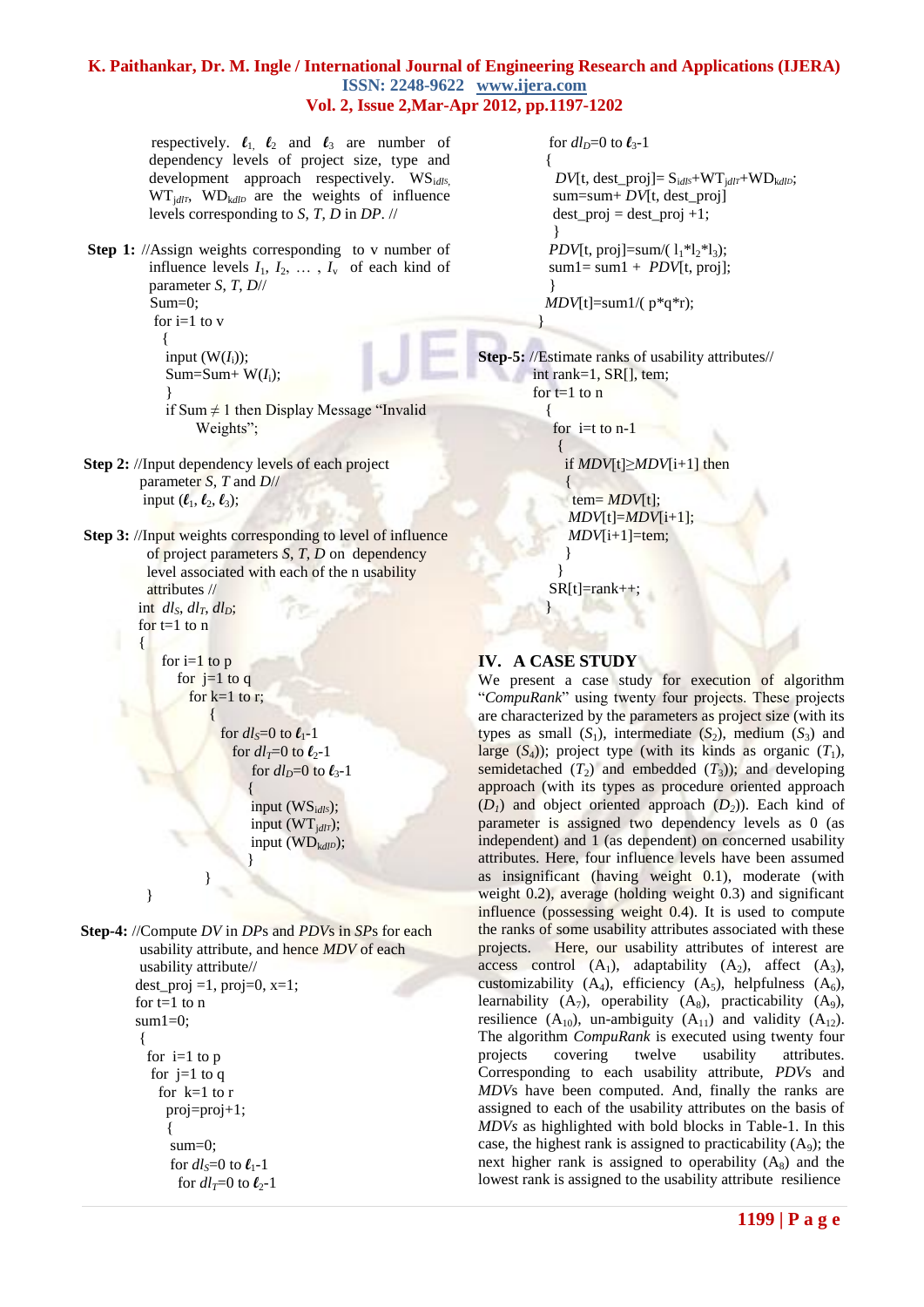respectively. $\ell_1$, $\ell_2$ and $\ell_3$ are number of dependency levels of project size, type and development approach respectively. $WS_{idlS}$, $WT_{jdlT}$, $WD_{kdlD}$ are the weights of influence levels corresponding to *S*, *T*, *D* in *DP*. //

```
Step 1: //Assign weights corresponding to v number of
        influence levels I1, I2, … , Iv of each kind of
        parameter S, T, D//
        Sum=0;
        for i=1 to v
          {
           input (W(Ii));
           Sum=Sum+ W(Ii);
          }
          if Sum ≠ 1 then Display Message "Invalid
               Weights";

Step 2: //Input dependency levels of each project
        parameter S, T and D//
        input (ℓ1, ℓ2, ℓ3);

Step 3: //Input weights corresponding to level of influence
        of project parameters S, T, D on dependency
        level associated with each of the n usability
        attributes //
        int dlS, dlT, dlD;
        for t=1 to n
        {
           for i=1 to p
             for j=1 to q
               for k=1 to r;
                 {
                   for dlS=0 to ℓ1-1
                     for dlT=0 to ℓ2-1
                       for dlD=0 to ℓ3-1
                       {
                        input (WSidlS);
                        input (WTjdlT);
                        input (WDkdlD);
                       }
                 }
        }

Step-4: //Compute DV in DPs and PDVs in SPs for each
        usability attribute, and hence MDV of each
        usability attribute//
        dest_proj =1, proj=0, x=1;
        for t=1 to n
        sum1=0;
        {
          for i=1 to p
          for j=1 to q
           for k=1 to r
            proj=proj+1;
            {
             sum=0;
             for dlS=0 to ℓ1-1
               for dlT=0 to ℓ2-1
                 for dlD=0 to ℓ3-1
                 {
                  DV[t, dest_proj]= SidlS+WTjdlT+WDkdlD;
                  sum=sum+ DV[t, dest_proj]
                  dest_proj = dest_proj +1;
                 }
                PDV[t, proj]=sum/( l1*l2*l3);
                sum1= sum1 + PDV[t, proj];
               }
            MDV[t]=sum1/( p*q*r);
        }

Step-5: //Estimate ranks of usability attributes//
        int rank=1, SR[], tem;
        for t=1 to n
          {
           for i=t to n-1
            {
             if MDV[t]≥MDV[i+1] then
              {
               tem= MDV[t];
               MDV[t]=MDV[i+1];
               MDV[i+1]=tem;
              }
            }
           SR[t]=rank++;
          }
```

## IV. A CASE STUDY

We present a case study for execution of algorithm "*CompuRank*" using twenty four projects. These projects are characterized by the parameters as project size (with its types as small ($S_1$), intermediate ($S_2$), medium ($S_3$) and large ($S_4$)); project type (with its kinds as organic ($T_1$), semidetached ($T_2$) and embedded ($T_3$)); and developing approach (with its types as procedure oriented approach ($D_1$) and object oriented approach ($D_2$)). Each kind of parameter is assigned two dependency levels as 0 (as independent) and 1 (as dependent) on concerned usability attributes. Here, four influence levels have been assumed as insignificant (having weight 0.1), moderate (with weight 0.2), average (holding weight 0.3) and significant influence (possessing weight 0.4). It is used to compute the ranks of some usability attributes associated with these projects. Here, our usability attributes of interest are access control ($A_1$), adaptability ($A_2$), affect ($A_3$), customizability ($A_4$), efficiency ($A_5$), helpfulness ($A_6$), learnability ($A_7$), operability ($A_8$), practicability ($A_9$), resilience ($A_{10}$), un-ambiguity ($A_{11}$) and validity ($A_{12}$). The algorithm *CompuRank* is executed using twenty four projects covering twelve usability attributes. Corresponding to each usability attribute, *PDVs* and *MDVs* have been computed. And, finally the ranks are assigned to each of the usability attributes on the basis of *MDVs* as highlighted with bold blocks in Table-1. In this case, the highest rank is assigned to practicability ($A_9$); the next higher rank is assigned to operability ($A_8$) and the lowest rank is assigned to the usability attribute resilience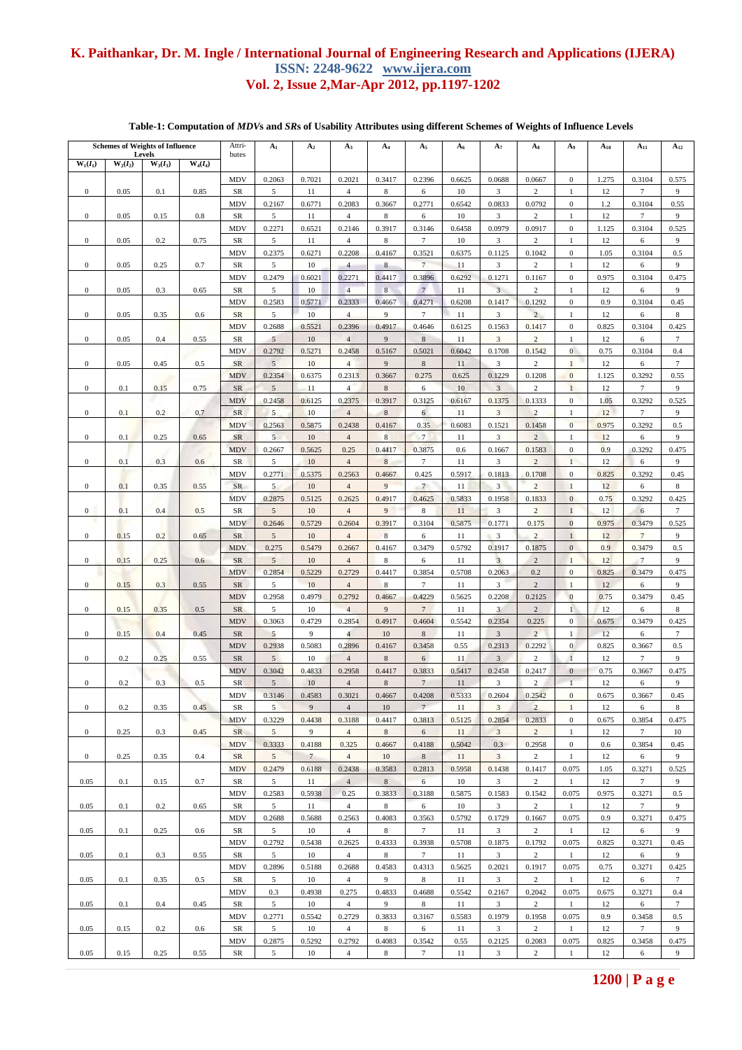**Table-1: Computation of *MDV*s and *SR*s of Usability Attributes using different Schemes of Weights of Influence Levels**

| Schemes of Weights of Influence Levels | | | | Attri-butes | $A_1$ | $A_2$ | $A_3$ | $A_4$ | $A_5$ | $A_6$ | $A_7$ | $A_8$ | $A_9$ | $A_{10}$ | $A_{11}$ | $A_{12}$ |
|---|---|---|---|---|---|---|---|---|---|---|---|---|---|---|---|---|
| $W_1(I_1)$ | $W_2(I_2)$ | $W_3(I_3)$ | $W_4(I_4)$ | | | | | | | | | | | | | |
| | | | | MDV | 0.2063 | 0.7021 | 0.2021 | 0.3417 | 0.2396 | 0.6625 | 0.0688 | 0.0667 | 0 | 1.275 | 0.3104 | 0.575 |
| 0 | 0.05 | 0.1 | 0.85 | SR | 5 | 11 | 4 | 8 | 6 | 10 | 3 | 2 | 1 | 12 | 7 | 9 |
| | | | | MDV | 0.2167 | 0.6771 | 0.2083 | 0.3667 | 0.2771 | 0.6542 | 0.0833 | 0.0792 | 0 | 1.2 | 0.3104 | 0.55 |
| 0 | 0.05 | 0.15 | 0.8 | SR | 5 | 11 | 4 | 8 | 6 | 10 | 3 | 2 | 1 | 12 | 7 | 9 |
| | | | | MDV | 0.2271 | 0.6521 | 0.2146 | 0.3917 | 0.3146 | 0.6458 | 0.0979 | 0.0917 | 0 | 1.125 | 0.3104 | 0.525 |
| 0 | 0.05 | 0.2 | 0.75 | SR | 5 | 11 | 4 | 8 | 7 | 10 | 3 | 2 | 1 | 12 | 6 | 9 |
| | | | | MDV | 0.2375 | 0.6271 | 0.2208 | 0.4167 | 0.3521 | 0.6375 | 0.1125 | 0.1042 | 0 | 1.05 | 0.3104 | 0.5 |
| 0 | 0.05 | 0.25 | 0.7 | SR | 5 | 10 | 4 | 8 | 7 | 11 | 3 | 2 | 1 | 12 | 6 | 9 |
| | | | | MDV | 0.2479 | 0.6021 | 0.2271 | 0.4417 | 0.3896 | 0.6292 | 0.1271 | 0.1167 | 0 | 0.975 | 0.3104 | 0.475 |
| 0 | 0.05 | 0.3 | 0.65 | SR | 5 | 10 | 4 | 8 | 7 | 11 | 3 | 2 | 1 | 12 | 6 | 9 |
| | | | | MDV | 0.2583 | 0.5771 | 0.2333 | 0.4667 | 0.4271 | 0.6208 | 0.1417 | 0.1292 | 0 | 0.9 | 0.3104 | 0.45 |
| 0 | 0.05 | 0.35 | 0.6 | SR | 5 | 10 | 4 | 9 | 7 | 11 | 3 | 2 | 1 | 12 | 6 | 8 |
| | | | | MDV | 0.2688 | 0.5521 | 0.2396 | 0.4917 | 0.4646 | 0.6125 | 0.1563 | 0.1417 | 0 | 0.825 | 0.3104 | 0.425 |
| 0 | 0.05 | 0.4 | 0.55 | SR | 5 | 10 | 4 | 9 | 8 | 11 | 3 | 2 | 1 | 12 | 6 | 7 |
| | | | | MDV | 0.2792 | 0.5271 | 0.2458 | 0.5167 | 0.5021 | 0.6042 | 0.1708 | 0.1542 | 0 | 0.75 | 0.3104 | 0.4 |
| 0 | 0.05 | 0.45 | 0.5 | SR | 5 | 10 | 4 | 9 | 8 | 11 | 3 | 2 | 1 | 12 | 6 | 7 |
| | | | | MDV | 0.2354 | 0.6375 | 0.2313 | 0.3667 | 0.275 | 0.625 | 0.1229 | 0.1208 | 0 | 1.125 | 0.3292 | 0.55 |
| 0 | 0.1 | 0.15 | 0.75 | SR | 5 | 11 | 4 | 8 | 6 | 10 | 3 | 2 | 1 | 12 | 7 | 9 |
| | | | | MDV | 0.2458 | 0.6125 | 0.2375 | 0.3917 | 0.3125 | 0.6167 | 0.1375 | 0.1333 | 0 | 1.05 | 0.3292 | 0.525 |
| 0 | 0.1 | 0.2 | 0.7 | SR | 5 | 10 | 4 | 8 | 6 | 11 | 3 | 2 | 1 | 12 | 7 | 9 |
| | | | | MDV | 0.2563 | 0.5875 | 0.2438 | 0.4167 | 0.35 | 0.6083 | 0.1521 | 0.1458 | 0 | 0.975 | 0.3292 | 0.5 |
| 0 | 0.1 | 0.25 | 0.65 | SR | 5 | 10 | 4 | 8 | 7 | 11 | 3 | 2 | 1 | 12 | 6 | 9 |
| | | | | MDV | 0.2667 | 0.5625 | 0.25 | 0.4417 | 0.3875 | 0.6 | 0.1667 | 0.1583 | 0 | 0.9 | 0.3292 | 0.475 |
| 0 | 0.1 | 0.3 | 0.6 | SR | 5 | 10 | 4 | 8 | 7 | 11 | 3 | 2 | 1 | 12 | 6 | 9 |
| | | | | MDV | 0.2771 | 0.5375 | 0.2563 | 0.4667 | 0.425 | 0.5917 | 0.1813 | 0.1708 | 0 | 0.825 | 0.3292 | 0.45 |
| 0 | 0.1 | 0.35 | 0.55 | SR | 5 | 10 | 4 | 9 | 7 | 11 | 3 | 2 | 1 | 12 | 6 | 8 |
| | | | | MDV | 0.2875 | 0.5125 | 0.2625 | 0.4917 | 0.4625 | 0.5833 | 0.1958 | 0.1833 | 0 | 0.75 | 0.3292 | 0.425 |
| 0 | 0.1 | 0.4 | 0.5 | SR | 5 | 10 | 4 | 9 | 8 | 11 | 3 | 2 | 1 | 12 | 6 | 7 |
| | | | | MDV | 0.2646 | 0.5729 | 0.2604 | 0.3917 | 0.3104 | 0.5875 | 0.1771 | 0.175 | 0 | 0.975 | 0.3479 | 0.525 |
| 0 | 0.15 | 0.2 | 0.65 | SR | 5 | 10 | 4 | 8 | 6 | 11 | 3 | 2 | 1 | 12 | 7 | 9 |
| | | | | MDV | 0.275 | 0.5479 | 0.2667 | 0.4167 | 0.3479 | 0.5792 | 0.1917 | 0.1875 | 0 | 0.9 | 0.3479 | 0.5 |
| 0 | 0.15 | 0.25 | 0.6 | SR | 5 | 10 | 4 | 8 | 6 | 11 | 3 | 2 | 1 | 12 | 7 | 9 |
| | | | | MDV | 0.2854 | 0.5229 | 0.2729 | 0.4417 | 0.3854 | 0.5708 | 0.2063 | 0.2 | 0 | 0.825 | 0.3479 | 0.475 |
| 0 | 0.15 | 0.3 | 0.55 | SR | 5 | 10 | 4 | 8 | 7 | 11 | 3 | 2 | 1 | 12 | 6 | 9 |
| | | | | MDV | 0.2958 | 0.4979 | 0.2792 | 0.4667 | 0.4229 | 0.5625 | 0.2208 | 0.2125 | 0 | 0.75 | 0.3479 | 0.45 |
| 0 | 0.15 | 0.35 | 0.5 | SR | 5 | 10 | 4 | 9 | 7 | 11 | 3 | 2 | 1 | 12 | 6 | 8 |
| | | | | MDV | 0.3063 | 0.4729 | 0.2854 | 0.4917 | 0.4604 | 0.5542 | 0.2354 | 0.225 | 0 | 0.675 | 0.3479 | 0.425 |
| 0 | 0.15 | 0.4 | 0.45 | SR | 5 | 9 | 4 | 10 | 8 | 11 | 3 | 2 | 1 | 12 | 6 | 7 |
| | | | | MDV | 0.2938 | 0.5083 | 0.2896 | 0.4167 | 0.3458 | 0.55 | 0.2313 | 0.2292 | 0 | 0.825 | 0.3667 | 0.5 |
| 0 | 0.2 | 0.25 | 0.55 | SR | 5 | 10 | 4 | 8 | 6 | 11 | 3 | 2 | 1 | 12 | 7 | 9 |
| | | | | MDV | 0.3042 | 0.4833 | 0.2958 | 0.4417 | 0.3833 | 0.5417 | 0.2458 | 0.2417 | 0 | 0.75 | 0.3667 | 0.475 |
| 0 | 0.2 | 0.3 | 0.5 | SR | 5 | 10 | 4 | 8 | 7 | 11 | 3 | 2 | 1 | 12 | 6 | 9 |
| | | | | MDV | 0.3146 | 0.4583 | 0.3021 | 0.4667 | 0.4208 | 0.5333 | 0.2604 | 0.2542 | 0 | 0.675 | 0.3667 | 0.45 |
| 0 | 0.2 | 0.35 | 0.45 | SR | 5 | 9 | 4 | 10 | 7 | 11 | 3 | 2 | 1 | 12 | 6 | 8 |
| | | | | MDV | 0.3229 | 0.4438 | 0.3188 | 0.4417 | 0.3813 | 0.5125 | 0.2854 | 0.2833 | 0 | 0.675 | 0.3854 | 0.475 |
| 0 | 0.25 | 0.3 | 0.45 | SR | 5 | 9 | 4 | 8 | 6 | 11 | 3 | 2 | 1 | 12 | 7 | 10 |
| | | | | MDV | 0.3333 | 0.4188 | 0.325 | 0.4667 | 0.4188 | 0.5042 | 0.3 | 0.2958 | 0 | 0.6 | 0.3854 | 0.45 |
| 0 | 0.25 | 0.35 | 0.4 | SR | 5 | 7 | 4 | 10 | 8 | 11 | 3 | 2 | 1 | 12 | 6 | 9 |
| | | | | MDV | 0.2479 | 0.6188 | 0.2438 | 0.3583 | 0.2813 | 0.5958 | 0.1438 | 0.1417 | 0.075 | 1.05 | 0.3271 | 0.525 |
| 0.05 | 0.1 | 0.15 | 0.7 | SR | 5 | 11 | 4 | 8 | 6 | 10 | 3 | 2 | 1 | 12 | 7 | 9 |
| | | | | MDV | 0.2583 | 0.5938 | 0.25 | 0.3833 | 0.3188 | 0.5875 | 0.1583 | 0.1542 | 0.075 | 0.975 | 0.3271 | 0.5 |
| 0.05 | 0.1 | 0.2 | 0.65 | SR | 5 | 11 | 4 | 8 | 6 | 10 | 3 | 2 | 1 | 12 | 7 | 9 |
| | | | | MDV | 0.2688 | 0.5688 | 0.2563 | 0.4083 | 0.3563 | 0.5792 | 0.1729 | 0.1667 | 0.075 | 0.9 | 0.3271 | 0.475 |
| 0.05 | 0.1 | 0.25 | 0.6 | SR | 5 | 10 | 4 | 8 | 7 | 11 | 3 | 2 | 1 | 12 | 6 | 9 |
| | | | | MDV | 0.2792 | 0.5438 | 0.2625 | 0.4333 | 0.3938 | 0.5708 | 0.1875 | 0.1792 | 0.075 | 0.825 | 0.3271 | 0.45 |
| 0.05 | 0.1 | 0.3 | 0.55 | SR | 5 | 10 | 4 | 8 | 7 | 11 | 3 | 2 | 1 | 12 | 6 | 9 |
| | | | | MDV | 0.2896 | 0.5188 | 0.2688 | 0.4583 | 0.4313 | 0.5625 | 0.2021 | 0.1917 | 0.075 | 0.75 | 0.3271 | 0.425 |
| 0.05 | 0.1 | 0.35 | 0.5 | SR | 5 | 10 | 4 | 9 | 8 | 11 | 3 | 2 | 1 | 12 | 6 | 7 |
| | | | | MDV | 0.3 | 0.4938 | 0.275 | 0.4833 | 0.4688 | 0.5542 | 0.2167 | 0.2042 | 0.075 | 0.675 | 0.3271 | 0.4 |
| 0.05 | 0.1 | 0.4 | 0.45 | SR | 5 | 10 | 4 | 9 | 8 | 11 | 3 | 2 | 1 | 12 | 6 | 7 |
| | | | | MDV | 0.2771 | 0.5542 | 0.2729 | 0.3833 | 0.3167 | 0.5583 | 0.1979 | 0.1958 | 0.075 | 0.9 | 0.3458 | 0.5 |
| 0.05 | 0.15 | 0.2 | 0.6 | SR | 5 | 10 | 4 | 8 | 6 | 11 | 3 | 2 | 1 | 12 | 7 | 9 |
| | | | | MDV | 0.2875 | 0.5292 | 0.2792 | 0.4083 | 0.3542 | 0.55 | 0.2125 | 0.2083 | 0.075 | 0.825 | 0.3458 | 0.475 |
| 0.05 | 0.15 | 0.25 | 0.55 | SR | 5 | 10 | 4 | 8 | 7 | 11 | 3 | 2 | 1 | 12 | 6 | 9 |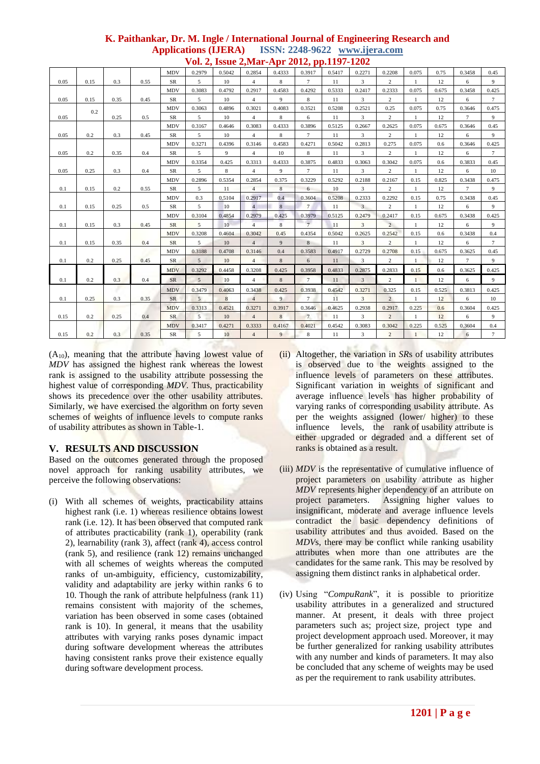| | | | | MDV | 0.2979 | 0.5042 | 0.2854 | 0.4333 | 0.3917 | 0.5417 | 0.2271 | 0.2208 | 0.075 | 0.75 | 0.3458 | 0.45 |
|---|---|---|---|---|---|---|---|---|---|---|---|---|---|---|---|---|
| 0.05 | 0.15 | 0.3 | 0.55 | SR | 5 | 10 | 4 | 8 | 7 | 11 | 3 | 2 | 1 | 12 | 6 | 9 |
| | | | | MDV | 0.3083 | 0.4792 | 0.2917 | 0.4583 | 0.4292 | 0.5333 | 0.2417 | 0.2333 | 0.075 | 0.675 | 0.3458 | 0.425 |
| 0.05 | 0.15 | 0.35 | 0.45 | SR | 5 | 10 | 4 | 9 | 8 | 11 | 3 | 2 | 1 | 12 | 6 | 7 |
| | 0.2 | | | MDV | 0.3063 | 0.4896 | 0.3021 | 0.4083 | 0.3521 | 0.5208 | 0.2521 | 0.25 | 0.075 | 0.75 | 0.3646 | 0.475 |
| 0.05 | | 0.25 | 0.5 | SR | 5 | 10 | 4 | 8 | 6 | 11 | 3 | 2 | 1 | 12 | 7 | 9 |
| | | | | MDV | 0.3167 | 0.4646 | 0.3083 | 0.4333 | 0.3896 | 0.5125 | 0.2667 | 0.2625 | 0.075 | 0.675 | 0.3646 | 0.45 |
| 0.05 | 0.2 | 0.3 | 0.45 | SR | 5 | 10 | 4 | 8 | 7 | 11 | 3 | 2 | 1 | 12 | 6 | 9 |
| | | | | MDV | 0.3271 | 0.4396 | 0.3146 | 0.4583 | 0.4271 | 0.5042 | 0.2813 | 0.275 | 0.075 | 0.6 | 0.3646 | 0.425 |
| 0.05 | 0.2 | 0.35 | 0.4 | SR | 5 | 9 | 4 | 10 | 8 | 11 | 3 | 2 | 1 | 12 | 6 | 7 |
| | | | | MDV | 0.3354 | 0.425 | 0.3313 | 0.4333 | 0.3875 | 0.4833 | 0.3063 | 0.3042 | 0.075 | 0.6 | 0.3833 | 0.45 |
| 0.05 | 0.25 | 0.3 | 0.4 | SR | 5 | 8 | 4 | 9 | 7 | 11 | 3 | 2 | 1 | 12 | 6 | 10 |
| | | | | MDV | 0.2896 | 0.5354 | 0.2854 | 0.375 | 0.3229 | 0.5292 | 0.2188 | 0.2167 | 0.15 | 0.825 | 0.3438 | 0.475 |
| 0.1 | 0.15 | 0.2 | 0.55 | SR | 5 | 11 | 4 | 8 | 6 | 10 | 3 | 2 | 1 | 12 | 7 | 9 |
| | | | | MDV | 0.3 | 0.5104 | 0.2917 | 0.4 | 0.3604 | 0.5208 | 0.2333 | 0.2292 | 0.15 | 0.75 | 0.3438 | 0.45 |
| 0.1 | 0.15 | 0.25 | 0.5 | SR | 5 | 10 | 4 | 8 | 7 | 11 | 3 | 2 | 1 | 12 | 6 | 9 |
| | | | | MDV | 0.3104 | 0.4854 | 0.2979 | 0.425 | 0.3979 | 0.5125 | 0.2479 | 0.2417 | 0.15 | 0.675 | 0.3438 | 0.425 |
| 0.1 | 0.15 | 0.3 | 0.45 | SR | 5 | 10 | 4 | 8 | 7 | 11 | 3 | 2 | 1 | 12 | 6 | 9 |
| | | | | MDV | 0.3208 | 0.4604 | 0.3042 | 0.45 | 0.4354 | 0.5042 | 0.2625 | 0.2542 | 0.15 | 0.6 | 0.3438 | 0.4 |
| 0.1 | 0.15 | 0.35 | 0.4 | SR | 5 | 10 | 4 | 9 | 8 | 11 | 3 | 2 | 1 | 12 | 6 | 7 |
| | | | | MDV | 0.3188 | 0.4708 | 0.3146 | 0.4 | 0.3583 | 0.4917 | 0.2729 | 0.2708 | 0.15 | 0.675 | 0.3625 | 0.45 |
| 0.1 | 0.2 | 0.25 | 0.45 | SR | 5 | 10 | 4 | 8 | 6 | 11 | 3 | 2 | 1 | 12 | 7 | 9 |
| | | | | MDV | 0.3292 | 0.4458 | 0.3208 | 0.425 | 0.3958 | 0.4833 | 0.2875 | 0.2833 | 0.15 | 0.6 | 0.3625 | 0.425 |
| 0.1 | 0.2 | 0.3 | 0.4 | SR | 5 | 10 | 4 | 8 | 7 | 11 | 3 | 2 | 1 | 12 | 6 | 9 |
| | | | | MDV | 0.3479 | 0.4063 | 0.3438 | 0.425 | 0.3938 | 0.4542 | 0.3271 | 0.325 | 0.15 | 0.525 | 0.3813 | 0.425 |
| 0.1 | 0.25 | 0.3 | 0.35 | SR | 5 | 8 | 4 | 9 | 7 | 11 | 3 | 2 | 1 | 12 | 6 | 10 |
| | | | | MDV | 0.3313 | 0.4521 | 0.3271 | 0.3917 | 0.3646 | 0.4625 | 0.2938 | 0.2917 | 0.225 | 0.6 | 0.3604 | 0.425 |
| 0.15 | 0.2 | 0.25 | 0.4 | SR | 5 | 10 | 4 | 8 | 7 | 11 | 3 | 2 | 1 | 12 | 6 | 9 |
| | | | | MDV | 0.3417 | 0.4271 | 0.3333 | 0.4167 | 0.4021 | 0.4542 | 0.3083 | 0.3042 | 0.225 | 0.525 | 0.3604 | 0.4 |
| 0.15 | 0.2 | 0.3 | 0.35 | SR | 5 | 10 | 4 | 9 | 8 | 11 | 3 | 2 | 1 | 12 | 6 | 7 |

($A_{10}$), meaning that the attribute having lowest value of *MDV* has assigned the highest rank whereas the lowest rank is assigned to the usability attribute possessing the highest value of corresponding *MDV*. Thus, practicability shows its precedence over the other usability attributes. Similarly, we have exercised the algorithm on forty seven schemes of weights of influence levels to compute ranks of usability attributes as shown in Table-1.

## V. RESULTS AND DISCUSSION

Based on the outcomes generated through the proposed novel approach for ranking usability attributes, we perceive the following observations:

(i) With all schemes of weights, practicability attains highest rank (i.e. 1) whereas resilience obtains lowest rank (i.e. 12). It has been observed that computed rank of attributes practicability (rank 1), operability (rank 2), learnability (rank 3), affect (rank 4), access control (rank 5), and resilience (rank 12) remains unchanged with all schemes of weights whereas the computed ranks of un-ambiguity, efficiency, customizability, validity and adaptability are jerky within ranks 6 to 10. Though the rank of attribute helpfulness (rank 11) remains consistent with majority of the schemes, variation has been observed in some cases (obtained rank is 10). In general, it means that the usability attributes with varying ranks poses dynamic impact during software development whereas the attributes having consistent ranks prove their existence equally during software development process.

(ii) Altogether, the variation in *SR*s of usability attributes is observed due to the weights assigned to the influence levels of parameters on these attributes. Significant variation in weights of significant and average influence levels has higher probability of varying ranks of corresponding usability attribute. As per the weights assigned (lower/ higher) to these influence levels, the rank of usability attribute is either upgraded or degraded and a different set of ranks is obtained as a result.

(iii) *MDV* is the representative of cumulative influence of project parameters on usability attribute as higher *MDV* represents higher dependency of an attribute on project parameters. Assigning higher values to insignificant, moderate and average influence levels contradict the basic dependency definitions of usability attributes and thus avoided. Based on the *MDV*s, there may be conflict while ranking usability attributes when more than one attributes are the candidates for the same rank. This may be resolved by assigning them distinct ranks in alphabetical order.

(iv) Using "*CompuRank*", it is possible to prioritize usability attributes in a generalized and structured manner. At present, it deals with three project parameters such as; project size, project type and project development approach used. Moreover, it may be further generalized for ranking usability attributes with any number and kinds of parameters. It may also be concluded that any scheme of weights may be used as per the requirement to rank usability attributes.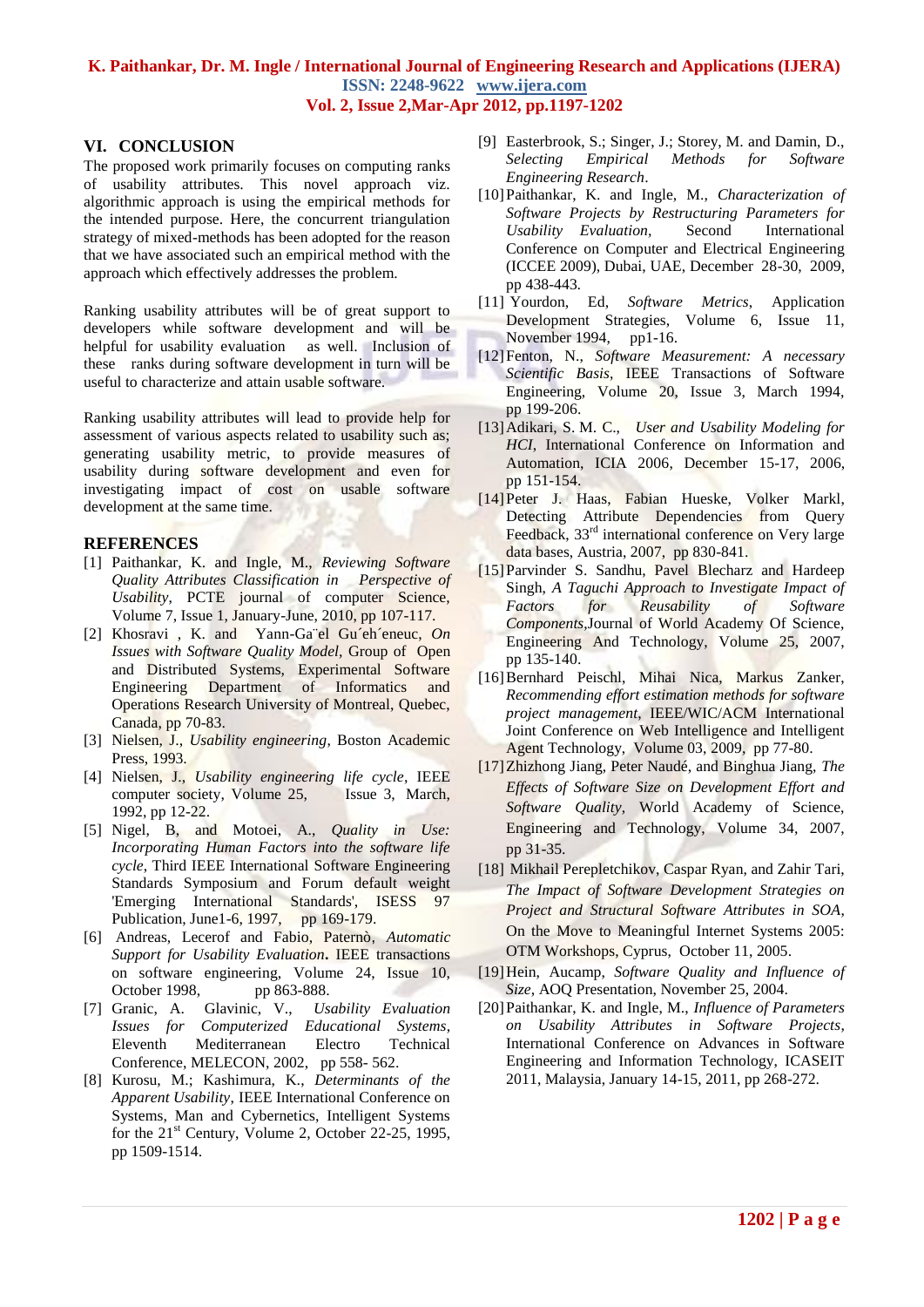## VI. CONCLUSION

The proposed work primarily focuses on computing ranks of usability attributes. This novel approach viz. algorithmic approach is using the empirical methods for the intended purpose. Here, the concurrent triangulation strategy of mixed-methods has been adopted for the reason that we have associated such an empirical method with the approach which effectively addresses the problem.

Ranking usability attributes will be of great support to developers while software development and will be helpful for usability evaluation as well. Inclusion of these ranks during software development in turn will be useful to characterize and attain usable software.

Ranking usability attributes will lead to provide help for assessment of various aspects related to usability such as; generating usability metric, to provide measures of usability during software development and even for investigating impact of cost on usable software development at the same time.

## REFERENCES

[1] Paithankar, K. and Ingle, M., *Reviewing Software Quality Attributes Classification in Perspective of Usability*, PCTE journal of computer Science, Volume 7, Issue 1, January-June, 2010, pp 107-117.

[2] Khosravi , K. and Yann-Ga¨el Gu´eh´eneuc, *On Issues with Software Quality Model*, Group of Open and Distributed Systems, Experimental Software Engineering Department of Informatics and Operations Research University of Montreal, Quebec, Canada, pp 70-83.

[3] Nielsen, J., *Usability engineering*, Boston Academic Press, 1993.

[4] Nielsen, J., *Usability engineering life cycle*, IEEE computer society, Volume 25, Issue 3, March, 1992, pp 12-22.

[5] Nigel, B, and Motoei, A., *Quality in Use: Incorporating Human Factors into the software life cycle*, Third IEEE International Software Engineering Standards Symposium and Forum default weight 'Emerging International Standards', ISESS 97 Publication, June1-6, 1997, pp 169-179.

[6] Andreas, Lecerof and Fabio, Paternò, *Automatic Support for Usability Evaluation***.** IEEE transactions on software engineering, Volume 24, Issue 10, October 1998, pp 863-888.

[7] Granic, A. Glavinic, V., *Usability Evaluation Issues for Computerized Educational Systems*, Eleventh Mediterranean Electro Technical Conference, MELECON, 2002, pp 558- 562.

[8] Kurosu, M.; Kashimura, K., *Determinants of the Apparent Usability*, IEEE International Conference on Systems, Man and Cybernetics, Intelligent Systems for the 21st Century, Volume 2, October 22-25, 1995, pp 1509-1514.

[9] Easterbrook, S.; Singer, J.; Storey, M. and Damin, D., *Selecting Empirical Methods for Software Engineering Research*.

[10] Paithankar, K. and Ingle, M., *Characterization of Software Projects by Restructuring Parameters for Usability Evaluation*, Second International Conference on Computer and Electrical Engineering (ICCEE 2009), Dubai, UAE, December 28-30, 2009, pp 438-443.

[11] Yourdon, Ed, *Software Metrics*, Application Development Strategies, Volume 6, Issue 11, November 1994, pp1-16.

[12] Fenton, N., *Software Measurement: A necessary Scientific Basis*, IEEE Transactions of Software Engineering, Volume 20, Issue 3, March 1994, pp 199-206.

[13] Adikari, S. M. C., *User and Usability Modeling for HCI*, International Conference on Information and Automation, ICIA 2006, December 15-17, 2006, pp 151-154.

[14] Peter J. Haas, Fabian Hueske, Volker Markl, Detecting Attribute Dependencies from Query Feedback, 33rd international conference on Very large data bases, Austria, 2007, pp 830-841.

[15] Parvinder S. Sandhu, Pavel Blecharz and Hardeep Singh, *A Taguchi Approach to Investigate Impact of Factors for Reusability of Software Components*,Journal of World Academy Of Science, Engineering And Technology, Volume 25, 2007, pp 135-140.

[16] Bernhard Peischl, Mihai Nica, Markus Zanker, *Recommending effort estimation methods for software project management*, IEEE/WIC/ACM International Joint Conference on Web Intelligence and Intelligent Agent Technology, Volume 03, 2009, pp 77-80.

[17] Zhizhong Jiang, Peter Naudé, and Binghua Jiang, *The Effects of Software Size on Development Effort and Software Quality*, World Academy of Science, Engineering and Technology, Volume 34, 2007, pp 31-35.

[18] Mikhail Perepletchikov, Caspar Ryan, and Zahir Tari, *The Impact of Software Development Strategies on Project and Structural Software Attributes in SOA*, On the Move to Meaningful Internet Systems 2005: OTM Workshops, Cyprus, October 11, 2005.

[19] Hein, Aucamp, *Software Quality and Influence of Size*, AOQ Presentation, November 25, 2004.

[20] Paithankar, K. and Ingle, M., *Influence of Parameters on Usability Attributes in Software Projects*, International Conference on Advances in Software Engineering and Information Technology, ICASEIT 2011, Malaysia, January 14-15, 2011, pp 268-272.